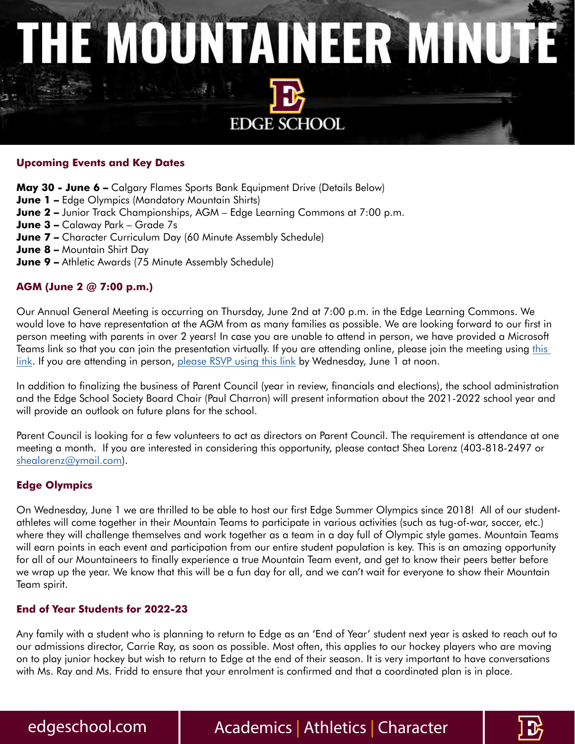# THE MOUNTAINEER MINUTE

EDGE SCHOOL

## Upcoming Events and Key Dates

**May 30 - June 6 –** Calgary Flames Sports Bank Equipment Drive (Details Below)
**June 1 –** Edge Olympics (Mandatory Mountain Shirts)
**June 2 –** Junior Track Championships, AGM – Edge Learning Commons at 7:00 p.m.
**June 3 –** Calaway Park – Grade 7s
**June 7 –** Character Curriculum Day (60 Minute Assembly Schedule)
**June 8 –** Mountain Shirt Day
**June 9 –** Athletic Awards (75 Minute Assembly Schedule)

## AGM (June 2 @ 7:00 p.m.)

Our Annual General Meeting is occurring on Thursday, June 2nd at 7:00 p.m. in the Edge Learning Commons. We would love to have representation at the AGM from as many families as possible. We are looking forward to our first in person meeting with parents in over 2 years! In case you are unable to attend in person, we have provided a Microsoft Teams link so that you can join the presentation virtually. If you are attending online, please join the meeting using this link. If you are attending in person, please RSVP using this link by Wednesday, June 1 at noon.

In addition to finalizing the business of Parent Council (year in review, financials and elections), the school administration and the Edge School Society Board Chair (Paul Charron) will present information about the 2021-2022 school year and will provide an outlook on future plans for the school.

Parent Council is looking for a few volunteers to act as directors on Parent Council. The requirement is attendance at one meeting a month. If you are interested in considering this opportunity, please contact Shea Lorenz (403-818-2497 or shealorenz@ymail.com).

## Edge Olympics

On Wednesday, June 1 we are thrilled to be able to host our first Edge Summer Olympics since 2018! All of our student-athletes will come together in their Mountain Teams to participate in various activities (such as tug-of-war, soccer, etc.) where they will challenge themselves and work together as a team in a day full of Olympic style games. Mountain Teams will earn points in each event and participation from our entire student population is key. This is an amazing opportunity for all of our Mountaineers to finally experience a true Mountain Team event, and get to know their peers better before we wrap up the year. We know that this will be a fun day for all, and we can't wait for everyone to show their Mountain Team spirit.

## End of Year Students for 2022-23

Any family with a student who is planning to return to Edge as an 'End of Year' student next year is asked to reach out to our admissions director, Carrie Ray, as soon as possible. Most often, this applies to our hockey players who are moving on to play junior hockey but wish to return to Edge at the end of their season. It is very important to have conversations with Ms. Ray and Ms. Fridd to ensure that your enrolment is confirmed and that a coordinated plan is in place.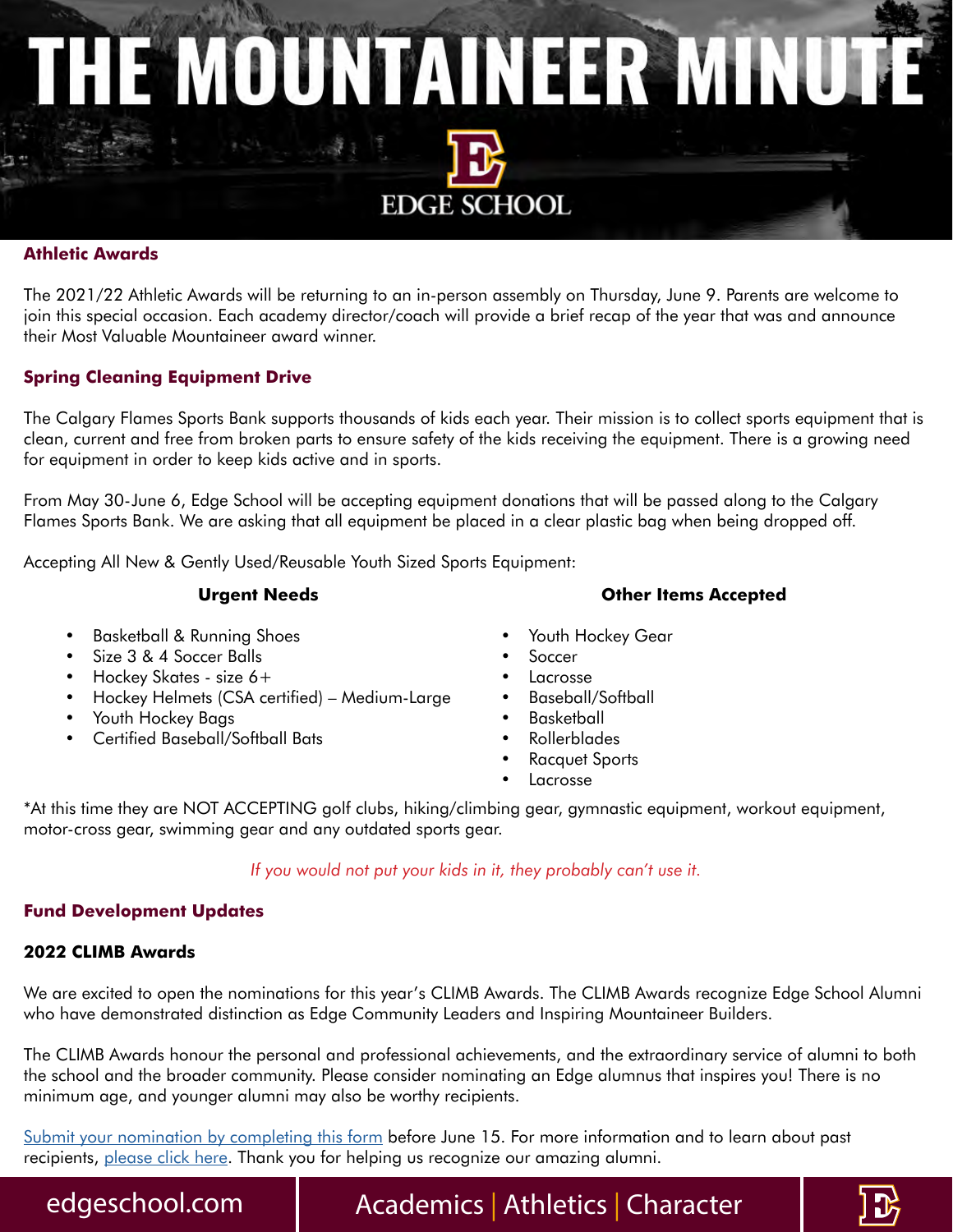# THE MOUNTAINEER MINUTE

EDGE SCHOOL

## Athletic Awards

The 2021/22 Athletic Awards will be returning to an in-person assembly on Thursday, June 9. Parents are welcome to join this special occasion. Each academy director/coach will provide a brief recap of the year that was and announce their Most Valuable Mountaineer award winner.

## Spring Cleaning Equipment Drive

The Calgary Flames Sports Bank supports thousands of kids each year. Their mission is to collect sports equipment that is clean, current and free from broken parts to ensure safety of the kids receiving the equipment. There is a growing need for equipment in order to keep kids active and in sports.

From May 30-June 6, Edge School will be accepting equipment donations that will be passed along to the Calgary Flames Sports Bank. We are asking that all equipment be placed in a clear plastic bag when being dropped off.

Accepting All New & Gently Used/Reusable Youth Sized Sports Equipment:

**Urgent Needs**

- Basketball & Running Shoes
- Size 3 & 4 Soccer Balls
- Hockey Skates - size 6+
- Hockey Helmets (CSA certified) – Medium-Large
- Youth Hockey Bags
- Certified Baseball/Softball Bats

**Other Items Accepted**

- Youth Hockey Gear
- Soccer
- Lacrosse
- Baseball/Softball
- Basketball
- Rollerblades
- Racquet Sports
- Lacrosse

*At this time they are NOT ACCEPTING golf clubs, hiking/climbing gear, gymnastic equipment, workout equipment, motor-cross gear, swimming gear and any outdated sports gear.

*If you would not put your kids in it, they probably can't use it.*

## Fund Development Updates

### 2022 CLIMB Awards

We are excited to open the nominations for this year's CLIMB Awards. The CLIMB Awards recognize Edge School Alumni who have demonstrated distinction as Edge Community Leaders and Inspiring Mountaineer Builders.

The CLIMB Awards honour the personal and professional achievements, and the extraordinary service of alumni to both the school and the broader community. Please consider nominating an Edge alumnus that inspires you! There is no minimum age, and younger alumni may also be worthy recipients.

Submit your nomination by completing this form before June 15. For more information and to learn about past recipients, please click here. Thank you for helping us recognize our amazing alumni.

edgeschool.com | Academics | Athletics | Character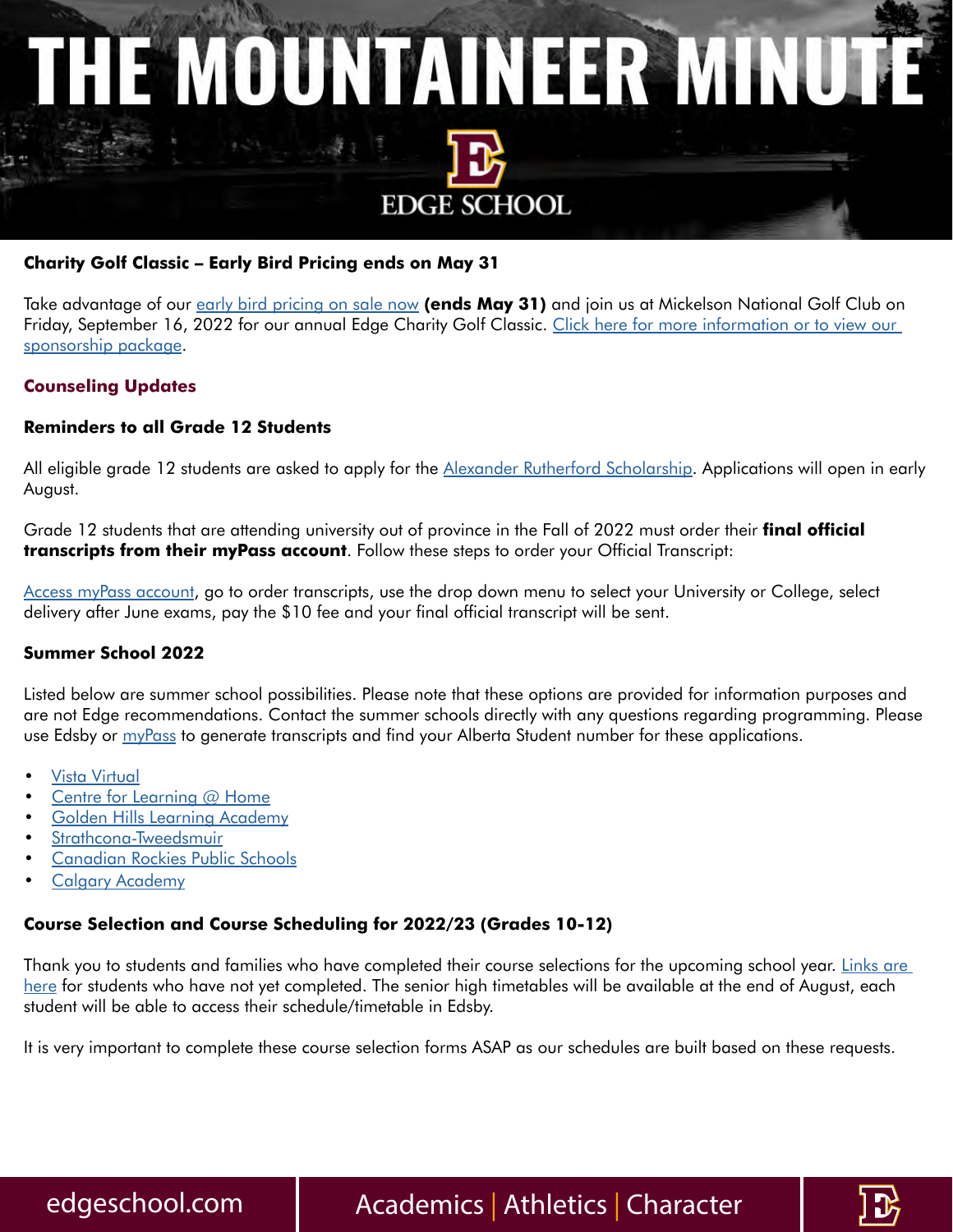# THE MOUNTAINEER MINUTE

EDGE SCHOOL

**Charity Golf Classic – Early Bird Pricing ends on May 31**

Take advantage of our early bird pricing on sale now **(ends May 31)** and join us at Mickelson National Golf Club on Friday, September 16, 2022 for our annual Edge Charity Golf Classic. Click here for more information or to view our sponsorship package.

## Counseling Updates

### Reminders to all Grade 12 Students

All eligible grade 12 students are asked to apply for the Alexander Rutherford Scholarship. Applications will open in early August.

Grade 12 students that are attending university out of province in the Fall of 2022 must order their **final official transcripts from their myPass account**. Follow these steps to order your Official Transcript:

Access myPass account, go to order transcripts, use the drop down menu to select your University or College, select delivery after June exams, pay the $10 fee and your final official transcript will be sent.

### Summer School 2022

Listed below are summer school possibilities. Please note that these options are provided for information purposes and are not Edge recommendations. Contact the summer schools directly with any questions regarding programming. Please use Edsby or myPass to generate transcripts and find your Alberta Student number for these applications.

- Vista Virtual
- Centre for Learning @ Home
- Golden Hills Learning Academy
- Strathcona-Tweedsmuir
- Canadian Rockies Public Schools
- Calgary Academy

### Course Selection and Course Scheduling for 2022/23 (Grades 10-12)

Thank you to students and families who have completed their course selections for the upcoming school year. Links are here for students who have not yet completed. The senior high timetables will be available at the end of August, each student will be able to access their schedule/timetable in Edsby.

It is very important to complete these course selection forms ASAP as our schedules are built based on these requests.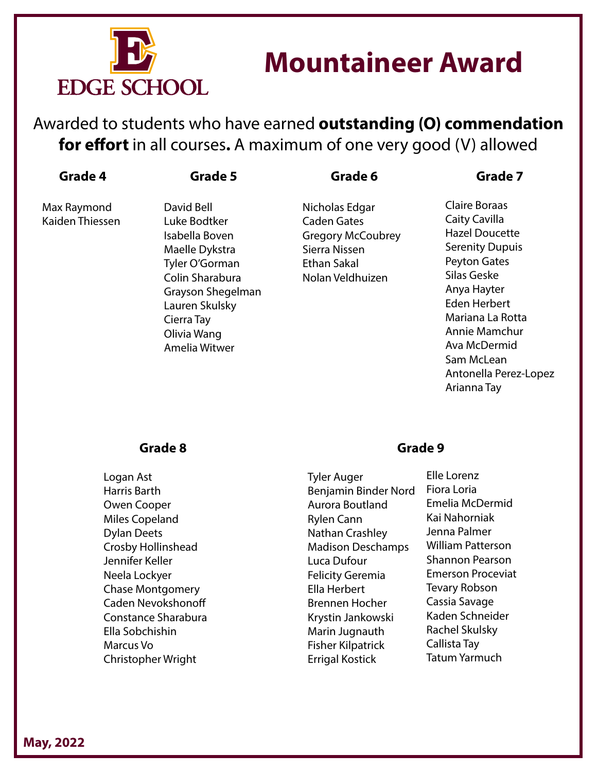EDGE SCHOOL

# Mountaineer Award

Awarded to students who have earned **outstanding (O) commendation for effort** in all courses**.** A maximum of one very good (V) allowed

### Grade 4

Max Raymond
Kaiden Thiessen

### Grade 5

David Bell
Luke Bodtker
Isabella Boven
Maelle Dykstra
Tyler O'Gorman
Colin Sharabura
Grayson Shegelman
Lauren Skulsky
Cierra Tay
Olivia Wang
Amelia Witwer

### Grade 6

Nicholas Edgar
Caden Gates
Gregory McCoubrey
Sierra Nissen
Ethan Sakal
Nolan Veldhuizen

### Grade 7

Claire Boraas
Caity Cavilla
Hazel Doucette
Serenity Dupuis
Peyton Gates
Silas Geske
Anya Hayter
Eden Herbert
Mariana La Rotta
Annie Mamchur
Ava McDermid
Sam McLean
Antonella Perez-Lopez
Arianna Tay

### Grade 8

Logan Ast
Harris Barth
Owen Cooper
Miles Copeland
Dylan Deets
Crosby Hollinshead
Jennifer Keller
Neela Lockyer
Chase Montgomery
Caden Nevokshonoff
Constance Sharabura
Ella Sobchishin
Marcus Vo
Christopher Wright

### Grade 9

Tyler Auger
Benjamin Binder Nord
Aurora Boutland
Rylen Cann
Nathan Crashley
Madison Deschamps
Luca Dufour
Felicity Geremia
Ella Herbert
Brennen Hocher
Krystin Jankowski
Marin Jugnauth
Fisher Kilpatrick
Errigal Kostick
Elle Lorenz
Fiora Loria
Emelia McDermid
Kai Nahorniak
Jenna Palmer
William Patterson
Shannon Pearson
Emerson Proceviat
Tevary Robson
Cassia Savage
Kaden Schneider
Rachel Skulsky
Callista Tay
Tatum Yarmuch

**May, 2022**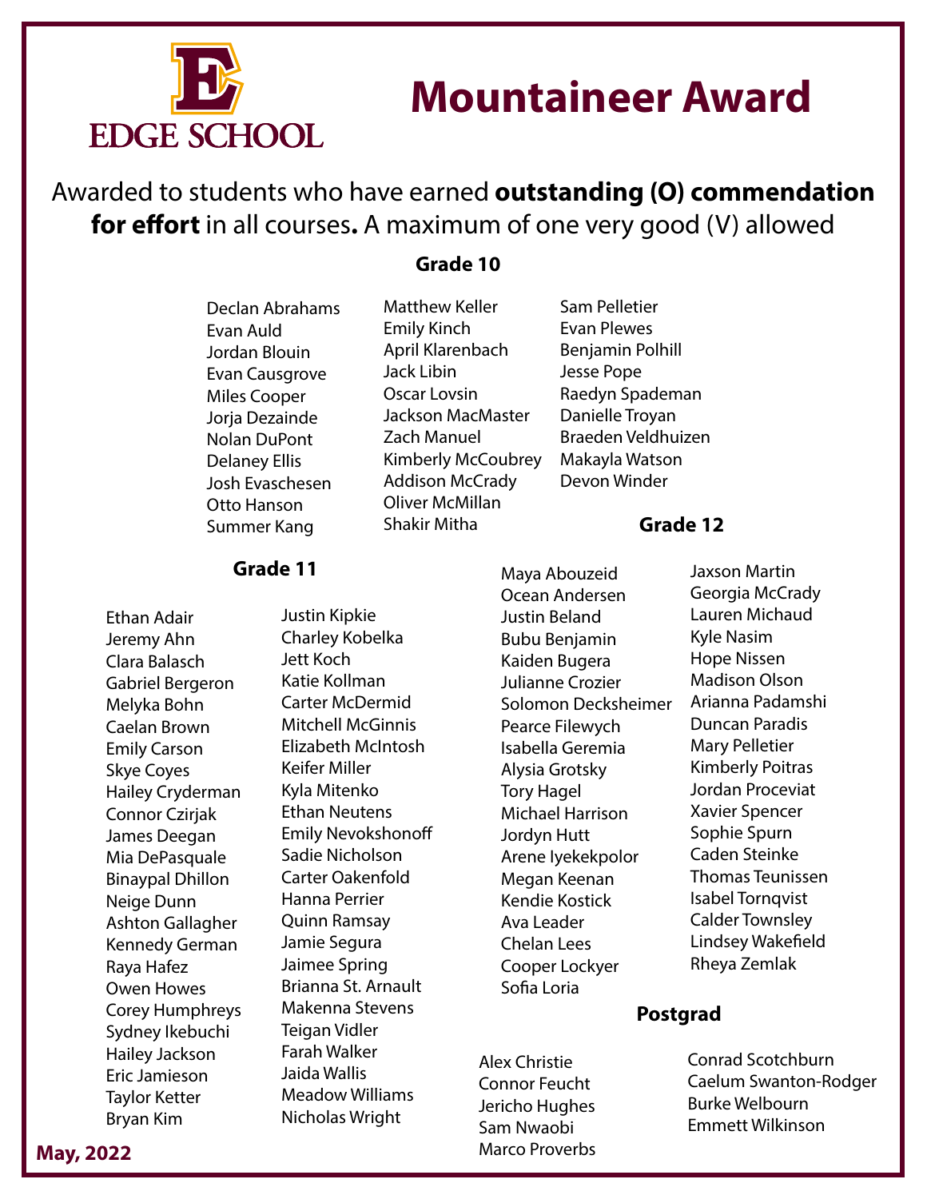EDGE SCHOOL

# Mountaineer Award

Awarded to students who have earned **outstanding (O) commendation for effort** in all courses**.** A maximum of one very good (V) allowed

## Grade 10

Declan Abrahams
Evan Auld
Jordan Blouin
Evan Causgrove
Miles Cooper
Jorja Dezainde
Nolan DuPont
Delaney Ellis
Josh Evaschesen
Otto Hanson
Summer Kang
Matthew Keller
Emily Kinch
April Klarenbach
Jack Libin
Oscar Lovsin
Jackson MacMaster
Zach Manuel
Kimberly McCoubrey
Addison McCrady
Oliver McMillan
Shakir Mitha
Sam Pelletier
Evan Plewes
Benjamin Polhill
Jesse Pope
Raedyn Spademan
Danielle Troyan
Braeden Veldhuizen
Makayla Watson
Devon Winder

## Grade 11

Ethan Adair
Jeremy Ahn
Clara Balasch
Gabriel Bergeron
Melyka Bohn
Caelan Brown
Emily Carson
Skye Coyes
Hailey Cryderman
Connor Czirjak
James Deegan
Mia DePasquale
Binaypal Dhillon
Neige Dunn
Ashton Gallagher
Kennedy German
Raya Hafez
Owen Howes
Corey Humphreys
Sydney Ikebuchi
Hailey Jackson
Eric Jamieson
Taylor Ketter
Bryan Kim
Justin Kipkie
Charley Kobelka
Jett Koch
Katie Kollman
Carter McDermid
Mitchell McGinnis
Elizabeth McIntosh
Keifer Miller
Kyla Mitenko
Ethan Neutens
Emily Nevokshonoff
Sadie Nicholson
Carter Oakenfold
Hanna Perrier
Quinn Ramsay
Jamie Segura
Jaimee Spring
Brianna St. Arnault
Makenna Stevens
Teigan Vidler
Farah Walker
Jaida Wallis
Meadow Williams
Nicholas Wright

## Grade 12

Maya Abouzeid
Ocean Andersen
Justin Beland
Bubu Benjamin
Kaiden Bugera
Julianne Crozier
Solomon Decksheimer
Pearce Filewych
Isabella Geremia
Alysia Grotsky
Tory Hagel
Michael Harrison
Jordyn Hutt
Arene Iyekekpolor
Megan Keenan
Kendie Kostick
Ava Leader
Chelan Lees
Cooper Lockyer
Sofia Loria
Jaxson Martin
Georgia McCrady
Lauren Michaud
Kyle Nasim
Hope Nissen
Madison Olson
Arianna Padamshi
Duncan Paradis
Mary Pelletier
Kimberly Poitras
Jordan Proceviat
Xavier Spencer
Sophie Spurn
Caden Steinke
Thomas Teunissen
Isabel Tornqvist
Calder Townsley
Lindsey Wakefield
Rheya Zemlak

## Postgrad

Alex Christie
Connor Feucht
Jericho Hughes
Sam Nwaobi
Marco Proverbs
Conrad Scotchburn
Caelum Swanton-Rodger
Burke Welbourn
Emmett Wilkinson

**May, 2022**